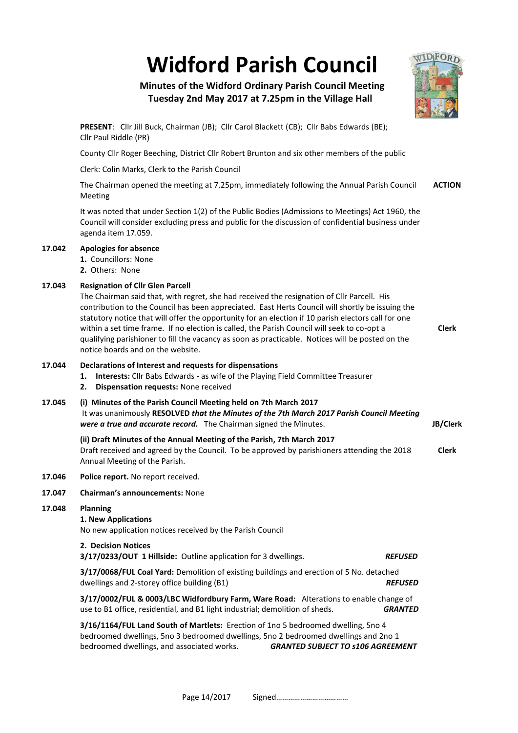# Widford Parish Council

**Minutes of the Widford Ordinary Parish Council Meeting**
**Tuesday 2nd May 2017 at 7.25pm in the Village Hall**

**PRESENT**: Cllr Jill Buck, Chairman (JB); Cllr Carol Blackett (CB); Cllr Babs Edwards (BE); Cllr Paul Riddle (PR)

County Cllr Roger Beeching, District Cllr Robert Brunton and six other members of the public

Clerk: Colin Marks, Clerk to the Parish Council

The Chairman opened the meeting at 7.25pm, immediately following the Annual Parish Council Meeting — **ACTION**

It was noted that under Section 1(2) of the Public Bodies (Admissions to Meetings) Act 1960, the Council will consider excluding press and public for the discussion of confidential business under agenda item 17.059.

**17.042 Apologies for absence**

1. Councillors: None
2. Others: None

**17.043 Resignation of Cllr Glen Parcell**

The Chairman said that, with regret, she had received the resignation of Cllr Parcell. His contribution to the Council has been appreciated. East Herts Council will shortly be issuing the statutory notice that will offer the opportunity for an election if 10 parish electors call for one within a set time frame. If no election is called, the Parish Council will seek to co-opt a qualifying parishioner to fill the vacancy as soon as practicable. Notices will be posted on the notice boards and on the website. — **Clerk**

**17.044 Declarations of Interest and requests for dispensations**

1. **Interests:** Cllr Babs Edwards - as wife of the Playing Field Committee Treasurer
2. **Dispensation requests:** None received

**17.045 (i) Minutes of the Parish Council Meeting held on 7th March 2017**

It was unanimously **RESOLVED** ***that the Minutes of the 7th March 2017 Parish Council Meeting were a true and accurate record.*** The Chairman signed the Minutes. — **JB/Clerk**

**(ii) Draft Minutes of the Annual Meeting of the Parish, 7th March 2017**

Draft received and agreed by the Council. To be approved by parishioners attending the 2018 Annual Meeting of the Parish. — **Clerk**

**17.046 Police report.** No report received.

**17.047 Chairman's announcements:** None

**17.048 Planning**

**1. New Applications**

No new application notices received by the Parish Council

**2. Decision Notices**

**3/17/0233/OUT 1 Hillside:** Outline application for 3 dwellings. ***REFUSED***

**3/17/0068/FUL Coal Yard:** Demolition of existing buildings and erection of 5 No. detached dwellings and 2-storey office building (B1) ***REFUSED***

**3/17/0002/FUL & 0003/LBC Widfordbury Farm, Ware Road:** Alterations to enable change of use to B1 office, residential, and B1 light industrial; demolition of sheds. ***GRANTED***

**3/16/1164/FUL Land South of Martlets:** Erection of 1no 5 bedroomed dwelling, 5no 4 bedroomed dwellings, 5no 3 bedroomed dwellings, 5no 2 bedroomed dwellings and 2no 1 bedroomed dwellings, and associated works. ***GRANTED SUBJECT TO s106 AGREEMENT***

Page 14/2017 Signed………………………………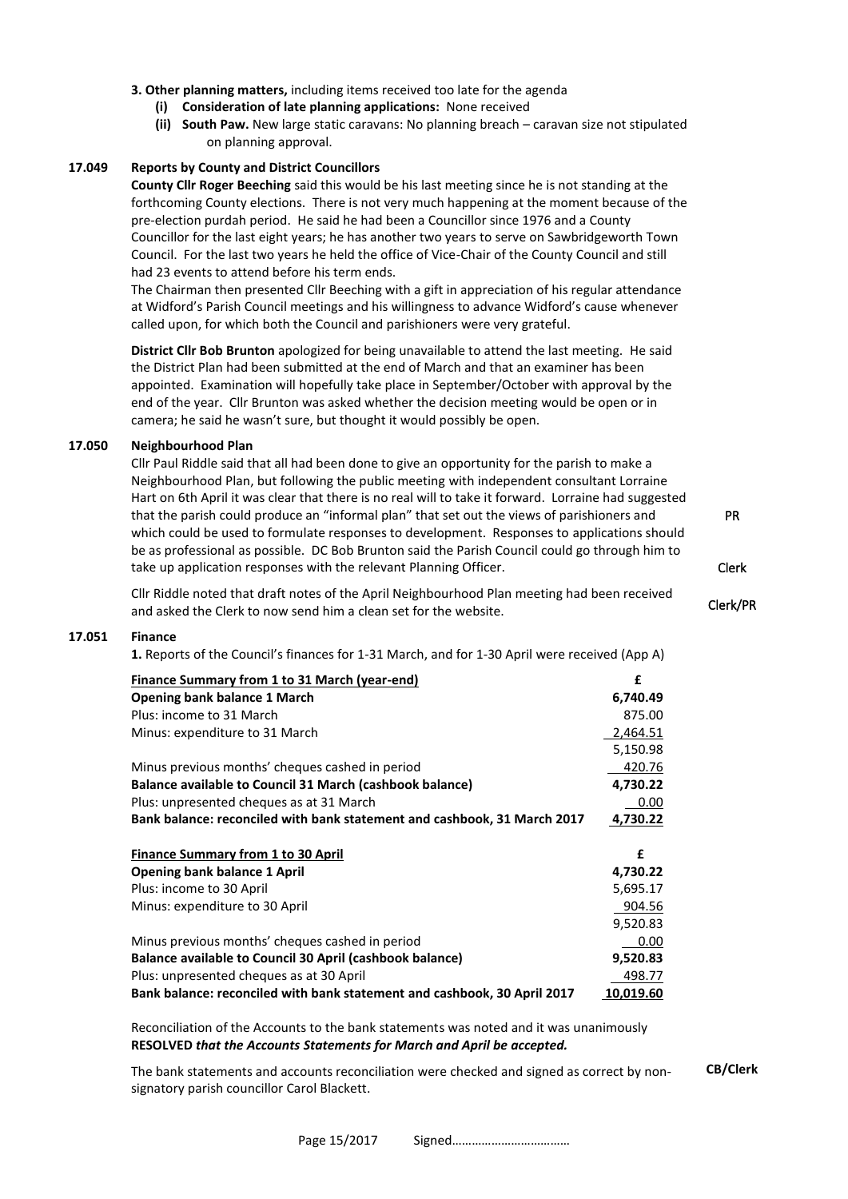**3. Other planning matters,** including items received too late for the agenda

- **(i) Consideration of late planning applications:** None received
- **(ii) South Paw.** New large static caravans: No planning breach – caravan size not stipulated on planning approval.

### 17.049 Reports by County and District Councillors

**County Cllr Roger Beeching** said this would be his last meeting since he is not standing at the forthcoming County elections. There is not very much happening at the moment because of the pre-election purdah period. He said he had been a Councillor since 1976 and a County Councillor for the last eight years; he has another two years to serve on Sawbridgeworth Town Council. For the last two years he held the office of Vice-Chair of the County Council and still had 23 events to attend before his term ends.

The Chairman then presented Cllr Beeching with a gift in appreciation of his regular attendance at Widford's Parish Council meetings and his willingness to advance Widford's cause whenever called upon, for which both the Council and parishioners were very grateful.

**District Cllr Bob Brunton** apologized for being unavailable to attend the last meeting. He said the District Plan had been submitted at the end of March and that an examiner has been appointed. Examination will hopefully take place in September/October with approval by the end of the year. Cllr Brunton was asked whether the decision meeting would be open or in camera; he said he wasn't sure, but thought it would possibly be open.

### 17.050 Neighbourhood Plan

Cllr Paul Riddle said that all had been done to give an opportunity for the parish to make a Neighbourhood Plan, but following the public meeting with independent consultant Lorraine Hart on 6th April it was clear that there is no real will to take it forward. Lorraine had suggested that the parish could produce an "informal plan" that set out the views of parishioners and which could be used to formulate responses to development. Responses to applications should be as professional as possible. DC Bob Brunton said the Parish Council could go through him to take up application responses with the relevant Planning Officer. **PR** **Clerk**

Cllr Riddle noted that draft notes of the April Neighbourhood Plan meeting had been received and asked the Clerk to now send him a clean set for the website. **Clerk/PR**

### 17.051 Finance

**1.** Reports of the Council's finances for 1-31 March, and for 1-30 April were received (App A)

| **Finance Summary from 1 to 31 March (year-end)** | **£** |
|---|---|
| **Opening bank balance 1 March** | **6,740.49** |
| Plus: income to 31 March | 875.00 |
| Minus: expenditure to 31 March | 2,464.51 |
| | 5,150.98 |
| Minus previous months' cheques cashed in period | 420.76 |
| **Balance available to Council 31 March (cashbook balance)** | **4,730.22** |
| Plus: unpresented cheques as at 31 March | 0.00 |
| **Bank balance: reconciled with bank statement and cashbook, 31 March 2017** | **4,730.22** |

| **Finance Summary from 1 to 30 April** | **£** |
|---|---|
| **Opening bank balance 1 April** | **4,730.22** |
| Plus: income to 30 April | 5,695.17 |
| Minus: expenditure to 30 April | 904.56 |
| | 9,520.83 |
| Minus previous months' cheques cashed in period | 0.00 |
| **Balance available to Council 30 April (cashbook balance)** | **9,520.83** |
| Plus: unpresented cheques as at 30 April | 498.77 |
| **Bank balance: reconciled with bank statement and cashbook, 30 April 2017** | **10,019.60** |

Reconciliation of the Accounts to the bank statements was noted and it was unanimously **RESOLVED** ***that the Accounts Statements for March and April be accepted.***

The bank statements and accounts reconciliation were checked and signed as correct by non-signatory parish councillor Carol Blackett. **CB/Clerk**

Signed……………………………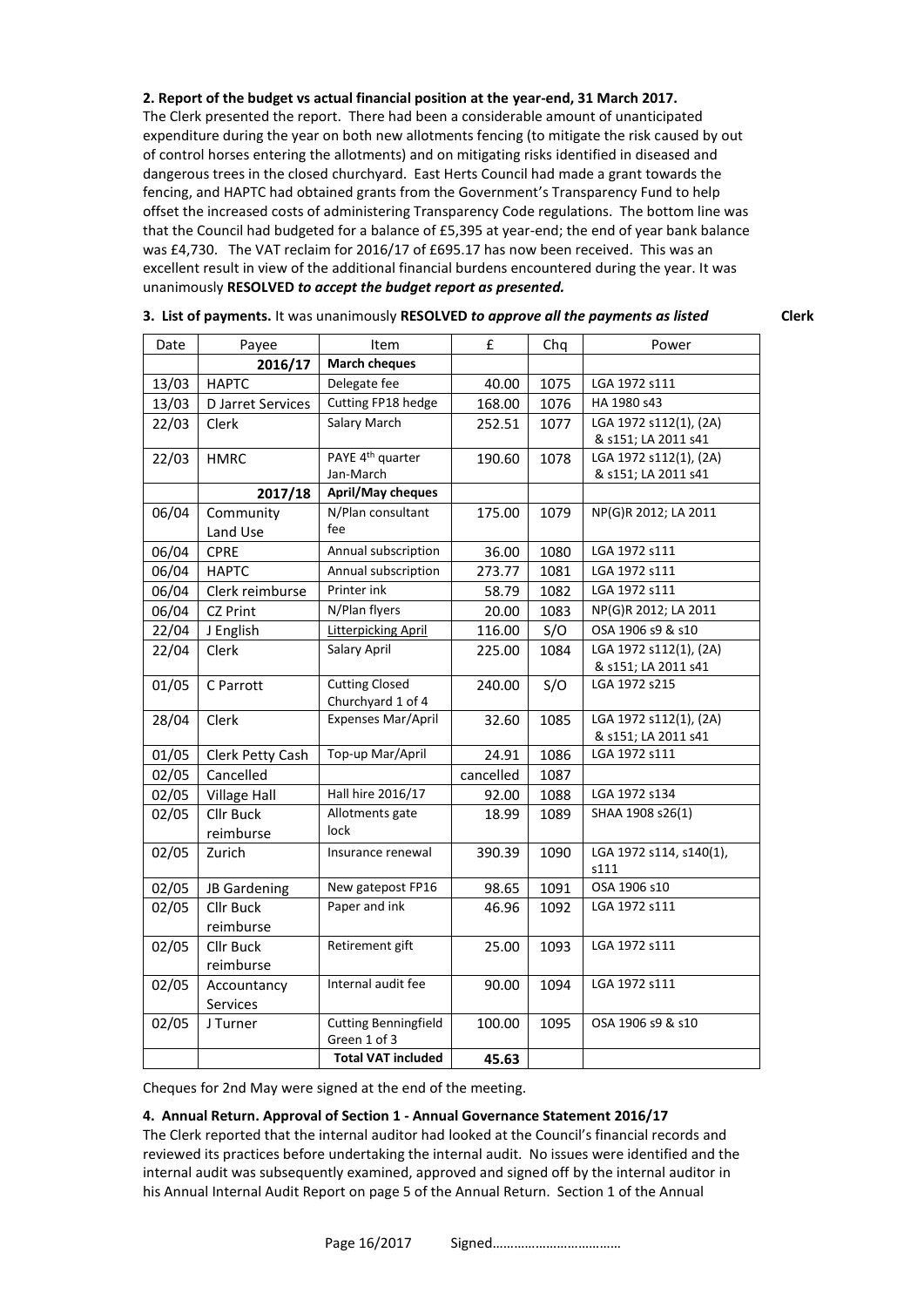**2. Report of the budget vs actual financial position at the year-end, 31 March 2017.**

The Clerk presented the report. There had been a considerable amount of unanticipated expenditure during the year on both new allotments fencing (to mitigate the risk caused by out of control horses entering the allotments) and on mitigating risks identified in diseased and dangerous trees in the closed churchyard. East Herts Council had made a grant towards the fencing, and HAPTC had obtained grants from the Government's Transparency Fund to help offset the increased costs of administering Transparency Code regulations. The bottom line was that the Council had budgeted for a balance of £5,395 at year-end; the end of year bank balance was £4,730. The VAT reclaim for 2016/17 of £695.17 has now been received. This was an excellent result in view of the additional financial burdens encountered during the year. It was unanimously **RESOLVED** ***to accept the budget report as presented.***

**3. List of payments.** It was unanimously **RESOLVED** ***to approve all the payments as listed*** **Clerk**

| Date | Payee | Item | £ | Chq | Power |
|---|---|---|---|---|---|
| | **2016/17** | **March cheques** | | | |
| 13/03 | HAPTC | Delegate fee | 40.00 | 1075 | LGA 1972 s111 |
| 13/03 | D Jarret Services | Cutting FP18 hedge | 168.00 | 1076 | HA 1980 s43 |
| 22/03 | Clerk | Salary March | 252.51 | 1077 | LGA 1972 s112(1), (2A) & s151; LA 2011 s41 |
| 22/03 | HMRC | PAYE 4th quarter Jan-March | 190.60 | 1078 | LGA 1972 s112(1), (2A) & s151; LA 2011 s41 |
| | **2017/18** | **April/May cheques** | | | |
| 06/04 | Community Land Use | N/Plan consultant fee | 175.00 | 1079 | NP(G)R 2012; LA 2011 |
| 06/04 | CPRE | Annual subscription | 36.00 | 1080 | LGA 1972 s111 |
| 06/04 | HAPTC | Annual subscription | 273.77 | 1081 | LGA 1972 s111 |
| 06/04 | Clerk reimburse | Printer ink | 58.79 | 1082 | LGA 1972 s111 |
| 06/04 | CZ Print | N/Plan flyers | 20.00 | 1083 | NP(G)R 2012; LA 2011 |
| 22/04 | J English | Litterpicking April | 116.00 | S/O | OSA 1906 s9 & s10 |
| 22/04 | Clerk | Salary April | 225.00 | 1084 | LGA 1972 s112(1), (2A) & s151; LA 2011 s41 |
| 01/05 | C Parrott | Cutting Closed Churchyard 1 of 4 | 240.00 | S/O | LGA 1972 s215 |
| 28/04 | Clerk | Expenses Mar/April | 32.60 | 1085 | LGA 1972 s112(1), (2A) & s151; LA 2011 s41 |
| 01/05 | Clerk Petty Cash | Top-up Mar/April | 24.91 | 1086 | LGA 1972 s111 |
| 02/05 | Cancelled | | cancelled | 1087 | |
| 02/05 | Village Hall | Hall hire 2016/17 | 92.00 | 1088 | LGA 1972 s134 |
| 02/05 | Cllr Buck reimburse | Allotments gate lock | 18.99 | 1089 | SHAA 1908 s26(1) |
| 02/05 | Zurich | Insurance renewal | 390.39 | 1090 | LGA 1972 s114, s140(1), s111 |
| 02/05 | JB Gardening | New gatepost FP16 | 98.65 | 1091 | OSA 1906 s10 |
| 02/05 | Cllr Buck reimburse | Paper and ink | 46.96 | 1092 | LGA 1972 s111 |
| 02/05 | Cllr Buck reimburse | Retirement gift | 25.00 | 1093 | LGA 1972 s111 |
| 02/05 | Accountancy Services | Internal audit fee | 90.00 | 1094 | LGA 1972 s111 |
| 02/05 | J Turner | Cutting Benningfield Green 1 of 3 | 100.00 | 1095 | OSA 1906 s9 & s10 |
| | | **Total VAT included** | **45.63** | | |

Cheques for 2nd May were signed at the end of the meeting.

**4. Annual Return. Approval of Section 1 - Annual Governance Statement 2016/17**

The Clerk reported that the internal auditor had looked at the Council's financial records and reviewed its practices before undertaking the internal audit. No issues were identified and the internal audit was subsequently examined, approved and signed off by the internal auditor in his Annual Internal Audit Report on page 5 of the Annual Return. Section 1 of the Annual

Page 16/2017 Signed………………………………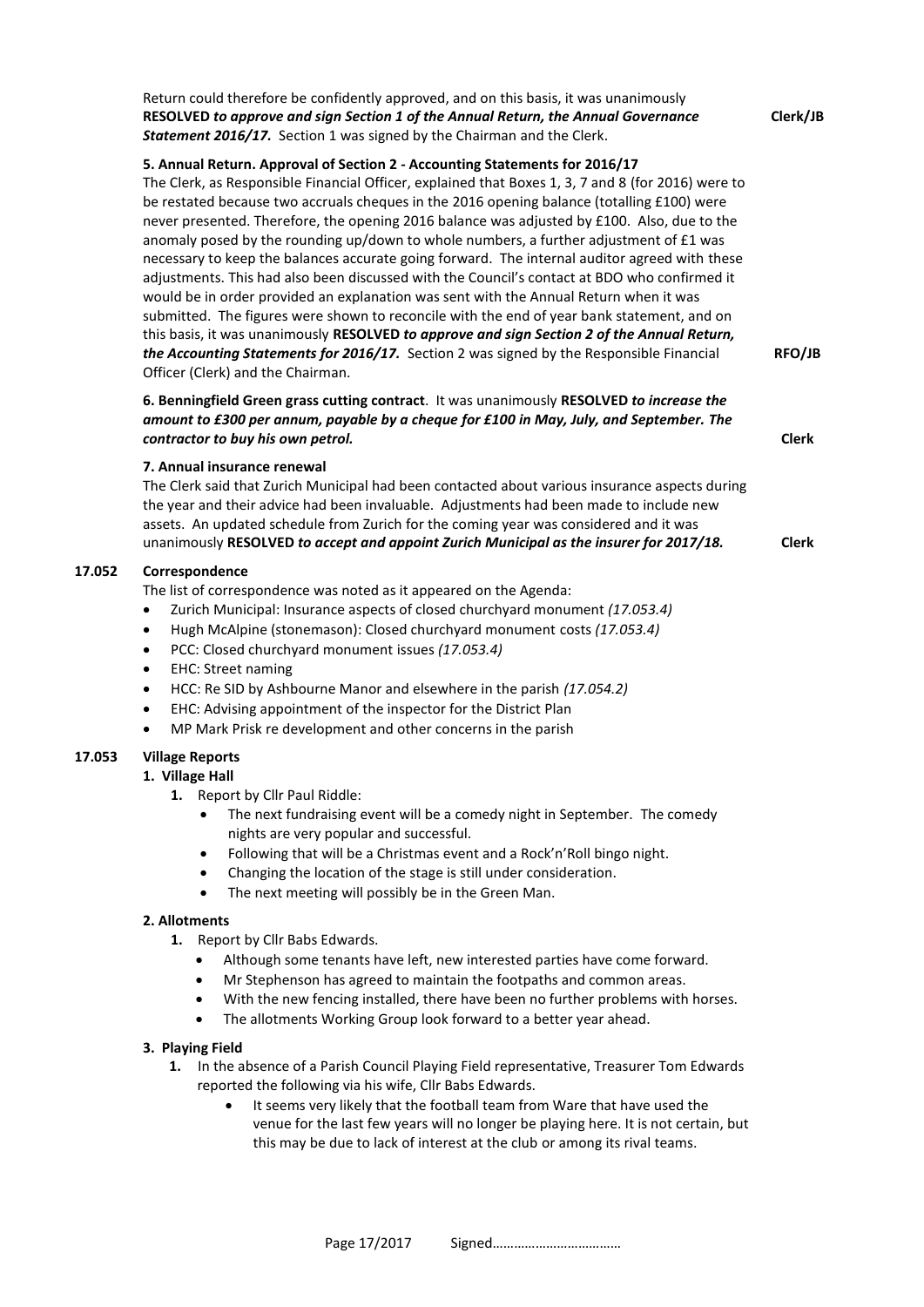Return could therefore be confidently approved, and on this basis, it was unanimously **RESOLVED** ***to approve and sign Section 1 of the Annual Return, the Annual Governance Statement 2016/17.*** Section 1 was signed by the Chairman and the Clerk. **Clerk/JB**

**5. Annual Return. Approval of Section 2 - Accounting Statements for 2016/17**

The Clerk, as Responsible Financial Officer, explained that Boxes 1, 3, 7 and 8 (for 2016) were to be restated because two accruals cheques in the 2016 opening balance (totalling £100) were never presented. Therefore, the opening 2016 balance was adjusted by £100. Also, due to the anomaly posed by the rounding up/down to whole numbers, a further adjustment of £1 was necessary to keep the balances accurate going forward. The internal auditor agreed with these adjustments. This had also been discussed with the Council's contact at BDO who confirmed it would be in order provided an explanation was sent with the Annual Return when it was submitted. The figures were shown to reconcile with the end of year bank statement, and on this basis, it was unanimously **RESOLVED** ***to approve and sign Section 2 of the Annual Return, the Accounting Statements for 2016/17.*** Section 2 was signed by the Responsible Financial Officer (Clerk) and the Chairman. **RFO/JB**

**6. Benningfield Green grass cutting contract**. It was unanimously **RESOLVED** ***to increase the amount to £300 per annum, payable by a cheque for £100 in May, July, and September. The contractor to buy his own petrol.*** **Clerk**

**7. Annual insurance renewal**

The Clerk said that Zurich Municipal had been contacted about various insurance aspects during the year and their advice had been invaluable. Adjustments had been made to include new assets. An updated schedule from Zurich for the coming year was considered and it was unanimously **RESOLVED** ***to accept and appoint Zurich Municipal as the insurer for 2017/18.*** **Clerk**

## 17.052 Correspondence

The list of correspondence was noted as it appeared on the Agenda:

- Zurich Municipal: Insurance aspects of closed churchyard monument *(17.053.4)*
- Hugh McAlpine (stonemason): Closed churchyard monument costs *(17.053.4)*
- PCC: Closed churchyard monument issues *(17.053.4)*
- EHC: Street naming
- HCC: Re SID by Ashbourne Manor and elsewhere in the parish *(17.054.2)*
- EHC: Advising appointment of the inspector for the District Plan
- MP Mark Prisk re development and other concerns in the parish

## 17.053 Village Reports

**1. Village Hall**

1. Report by Cllr Paul Riddle:
   - The next fundraising event will be a comedy night in September. The comedy nights are very popular and successful.
   - Following that will be a Christmas event and a Rock'n'Roll bingo night.
   - Changing the location of the stage is still under consideration.
   - The next meeting will possibly be in the Green Man.

**2. Allotments**

1. Report by Cllr Babs Edwards.
   - Although some tenants have left, new interested parties have come forward.
   - Mr Stephenson has agreed to maintain the footpaths and common areas.
   - With the new fencing installed, there have been no further problems with horses.
   - The allotments Working Group look forward to a better year ahead.

**3. Playing Field**

1. In the absence of a Parish Council Playing Field representative, Treasurer Tom Edwards reported the following via his wife, Cllr Babs Edwards.
   - It seems very likely that the football team from Ware that have used the venue for the last few years will no longer be playing here. It is not certain, but this may be due to lack of interest at the club or among its rival teams.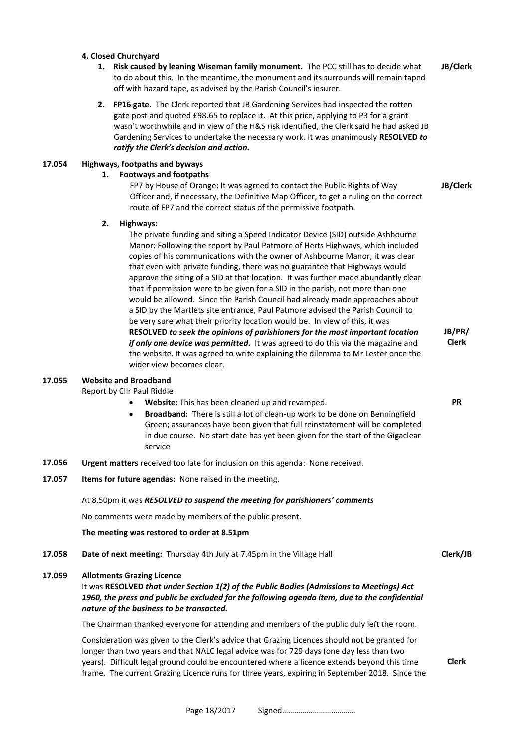**4. Closed Churchyard**

1. **Risk caused by leaning Wiseman family monument.** The PCC still has to decide what to do about this. In the meantime, the monument and its surrounds will remain taped off with hazard tape, as advised by the Parish Council's insurer. **JB/Clerk**

2. **FP16 gate.** The Clerk reported that JB Gardening Services had inspected the rotten gate post and quoted £98.65 to replace it. At this price, applying to P3 for a grant wasn't worthwhile and in view of the H&S risk identified, the Clerk said he had asked JB Gardening Services to undertake the necessary work. It was unanimously **RESOLVED** ***to ratify the Clerk's decision and action.***

**17.054 Highways, footpaths and byways**

1. **Footways and footpaths**

   FP7 by House of Orange: It was agreed to contact the Public Rights of Way Officer and, if necessary, the Definitive Map Officer, to get a ruling on the correct route of FP7 and the correct status of the permissive footpath. **JB/Clerk**

2. **Highways:**

   The private funding and siting a Speed Indicator Device (SID) outside Ashbourne Manor: Following the report by Paul Patmore of Herts Highways, which included copies of his communications with the owner of Ashbourne Manor, it was clear that even with private funding, there was no guarantee that Highways would approve the siting of a SID at that location. It was further made abundantly clear that if permission were to be given for a SID in the parish, not more than one would be allowed. Since the Parish Council had already made approaches about a SID by the Martlets site entrance, Paul Patmore advised the Parish Council to be very sure what their priority location would be. In view of this, it was **RESOLVED** ***to seek the opinions of parishioners for the most important location if only one device was permitted.*** It was agreed to do this via the magazine and the website. It was agreed to write explaining the dilemma to Mr Lester once the wider view becomes clear. **JB/PR/Clerk**

**17.055 Website and Broadband**

Report by Cllr Paul Riddle **PR**

- **Website:** This has been cleaned up and revamped.
- **Broadband:** There is still a lot of clean-up work to be done on Benningfield Green; assurances have been given that full reinstatement will be completed in due course. No start date has yet been given for the start of the Gigaclear service

**17.056** **Urgent matters** received too late for inclusion on this agenda: None received.

**17.057** **Items for future agendas:** None raised in the meeting.

At 8.50pm it was ***RESOLVED to suspend the meeting for parishioners' comments***

No comments were made by members of the public present.

**The meeting was restored to order at 8.51pm**

**17.058** **Date of next meeting:** Thursday 4th July at 7.45pm in the Village Hall **Clerk/JB**

**17.059 Allotments Grazing Licence**

It was **RESOLVED** ***that under Section 1(2) of the Public Bodies (Admissions to Meetings) Act 1960, the press and public be excluded for the following agenda item, due to the confidential nature of the business to be transacted.***

The Chairman thanked everyone for attending and members of the public duly left the room.

Consideration was given to the Clerk's advice that Grazing Licences should not be granted for longer than two years and that NALC legal advice was for 729 days (one day less than two years). Difficult legal ground could be encountered where a licence extends beyond this time frame. The current Grazing Licence runs for three years, expiring in September 2018. Since the **Clerk**

Page 18/2017 Signed………………………………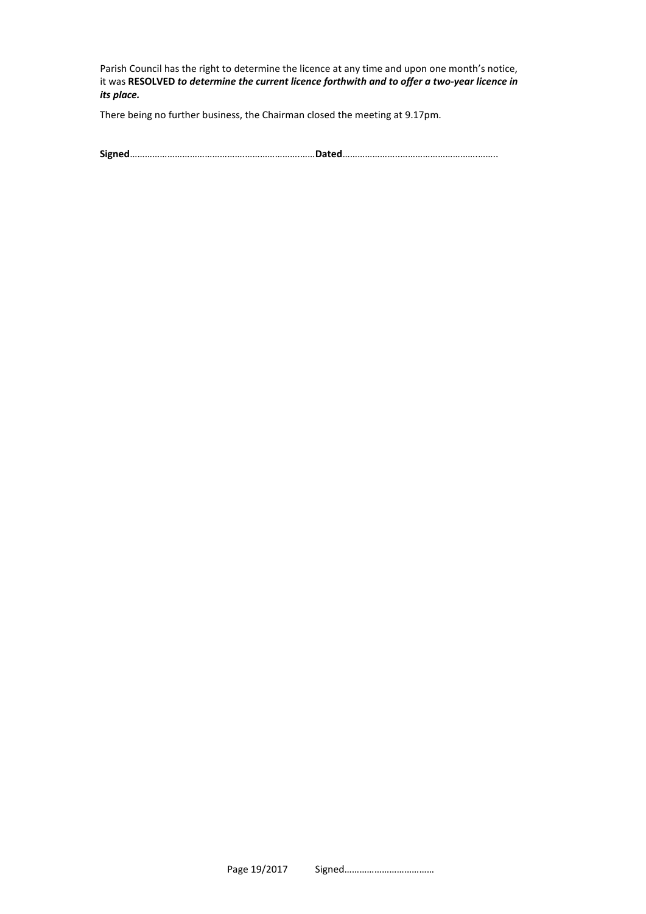Parish Council has the right to determine the licence at any time and upon one month's notice, it was **RESOLVED** ***to determine the current licence forthwith and to offer a two-year licence in its place.***

There being no further business, the Chairman closed the meeting at 9.17pm.

**Signed**………………………………………………………………**Dated**…………………………………………………….

Page 19/2017 Signed………………………………